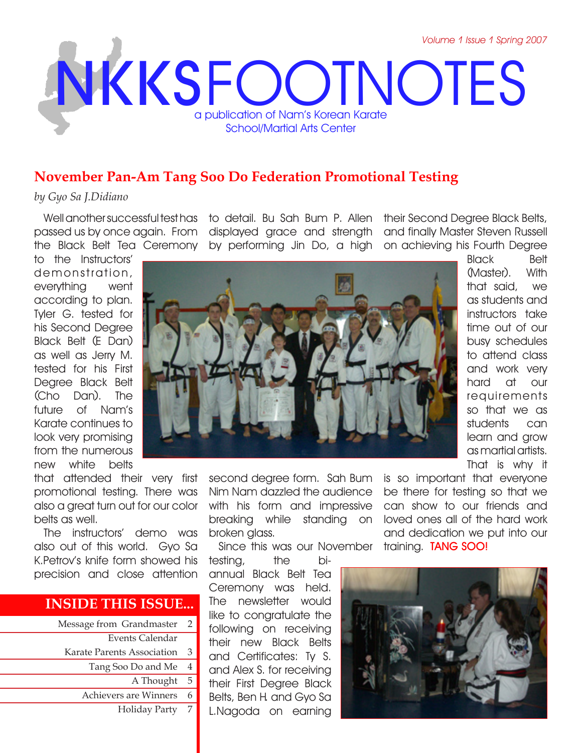# NKKSFOOTNOTES

a publication of Nam's Korean Karate School/Martial Arts Center

Volume 1 Issue 1 Spring 2007

## November Pan-Am Tang Soo Do Federation Promotional Testing

*by Gyo Sa J.Didiano*

Well another successful test has passed us by once again. From the Black Belt Tea Ceremony to the Instructors' demonstration, everything went according to plan. Tyler G. tested for his Second Degree Black Belt (E Dan) as well as Jerry M. tested for his First Degree Black Belt (Cho Dan). The future of Nam's Karate continues to look very promising from the numerous new white belts that attended their very first promotional testing. There was also a great turn out for our color belts as well.

The instructors' demo was also out of this world. Gyo Sa K.Petrov's knife form showed his precision and close attention to detail. Bu Sah Bum P. Allen displayed grace and strength by performing Jin Do, a high second degree form. Sah Bum Nim Nam dazzled the audience with his form and impressive breaking while standing on broken glass.

Since this was our November testing, the bi-annual Black Belt Tea Ceremony was held. The newsletter would like to congratulate the following on receiving their new Black Belts and Certificates: Ty S. and Alex S. for receiving their First Degree Black Belts, Ben H. and Gyo Sa L.Nagoda on earning their Second Degree Black Belts, and finally Master Steven Russell on achieving his Fourth Degree Black Belt (Master). With that said, we as students and instructors take time out of our busy schedules to attend class and work very hard at our requirements so that we as students can learn and grow as martial artists. That is why it is so important that everyone be there for testing so that we can show to our friends and loved ones all of the hard work and dedication we put into our training. **TANG SOO!**

## INSIDE THIS ISSUE...

| | |
|---|---|
| Message from Grandmaster | 2 |
| Events Calendar | |
| Karate Parents Association | 3 |
| Tang Soo Do and Me | 4 |
| A Thought | 5 |
| Achievers are Winners | 6 |
| Holiday Party | 7 |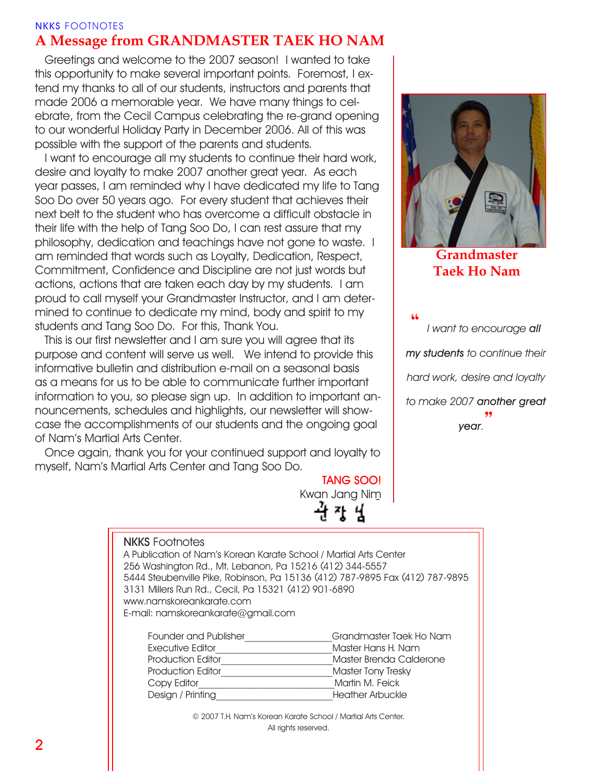NKKS FOOTNOTES

# A Message from GRANDMASTER TAEK HO NAM

Greetings and welcome to the 2007 season! I wanted to take this opportunity to make several important points. Foremost, I extend my thanks to all of our students, instructors and parents that made 2006 a memorable year. We have many things to celebrate, from the Cecil Campus celebrating the re-grand opening to our wonderful Holiday Party in December 2006. All of this was possible with the support of the parents and students.

I want to encourage all my students to continue their hard work, desire and loyalty to make 2007 another great year. As each year passes, I am reminded why I have dedicated my life to Tang Soo Do over 50 years ago. For every student that achieves their next belt to the student who has overcome a difficult obstacle in their life with the help of Tang Soo Do, I can rest assure that my philosophy, dedication and teachings have not gone to waste. I am reminded that words such as Loyalty, Dedication, Respect, Commitment, Confidence and Discipline are not just words but actions, actions that are taken each day by my students. I am proud to call myself your Grandmaster Instructor, and I am determined to continue to dedicate my mind, body and spirit to my students and Tang Soo Do. For this, Thank You.

This is our first newsletter and I am sure you will agree that its purpose and content will serve us well. We intend to provide this informative bulletin and distribution e-mail on a seasonal basis as a means for us to be able to communicate further important information to you, so please sign up. In addition to important announcements, schedules and highlights, our newsletter will showcase the accomplishments of our students and the ongoing goal of Nam's Martial Arts Center.

Once again, thank you for your continued support and loyalty to myself, Nam's Martial Arts Center and Tang Soo Do.

TANG SOO!

Kwan Jang Nim

관장님

Grandmaster Taek Ho Nam

*"I want to encourage **all my students** to continue their hard work, desire and loyalty to make 2007 **another great year**."*

NKKS Footnotes

A Publication of Nam's Korean Karate School / Martial Arts Center
256 Washington Rd., Mt. Lebanon, Pa 15216 (412) 344-5557
5444 Steubenville Pike, Robinson, Pa 15136 (412) 787-9895 Fax (412) 787-9895
3131 Millers Run Rd., Cecil, Pa 15321 (412) 901-6890
www.namskoreankarate.com
E-mail: namskoreankarate@gmail.com

| | |
|---|---|
| Founder and Publisher | Grandmaster Taek Ho Nam |
| Executive Editor | Master Hans H. Nam |
| Production Editor | Master Brenda Calderone |
| Production Editor | Master Tony Tresky |
| Copy Editor | Martin M. Feick |
| Design / Printing | Heather Arbuckle |

© 2007 T.H. Nam's Korean Karate School / Martial Arts Center.
All rights reserved.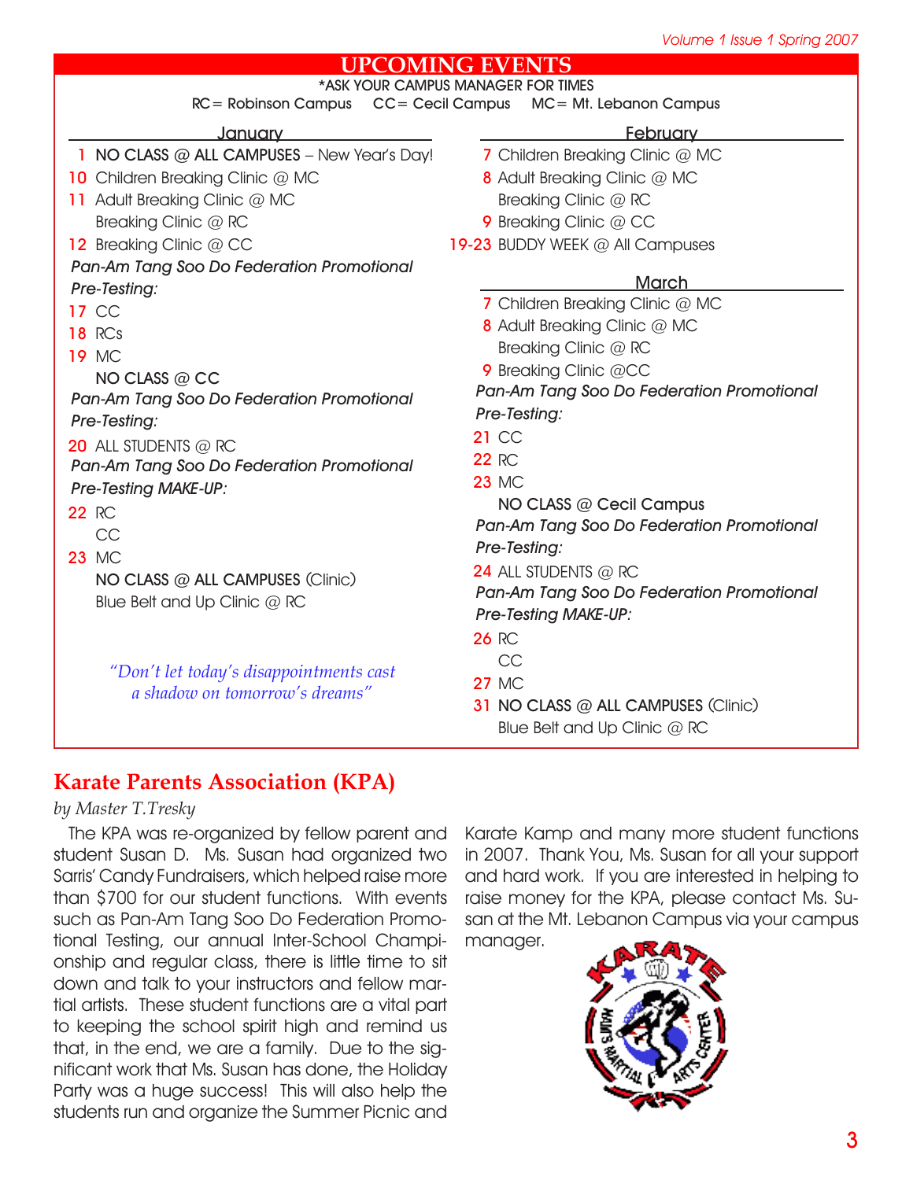## UPCOMING EVENTS

*ASK YOUR CAMPUS MANAGER FOR TIMES

RC= Robinson Campus  CC= Cecil Campus  MC= Mt. Lebanon Campus

### January

1 **NO CLASS @ ALL CAMPUSES** – New Year's Day!
10 Children Breaking Clinic @ MC
11 Adult Breaking Clinic @ MC
 Breaking Clinic @ RC
12 Breaking Clinic @ CC

*Pan-Am Tang Soo Do Federation Promotional Pre-Testing:*
17 CC
18 RCs
19 MC
 **NO CLASS @ CC**

*Pan-Am Tang Soo Do Federation Promotional Pre-Testing:*
20 ALL STUDENTS @ RC

*Pan-Am Tang Soo Do Federation Promotional Pre-Testing MAKE-UP:*
22 RC
 CC
23 MC
 **NO CLASS @ ALL CAMPUSES** (Clinic)
 Blue Belt and Up Clinic @ RC

*"Don't let today's disappointments cast a shadow on tomorrow's dreams"*

### February

7 Children Breaking Clinic @ MC
8 Adult Breaking Clinic @ MC
 Breaking Clinic @ RC
9 Breaking Clinic @ CC
19-23 BUDDY WEEK @ All Campuses

### March

7 Children Breaking Clinic @ MC
8 Adult Breaking Clinic @ MC
 Breaking Clinic @ RC
9 Breaking Clinic @CC

*Pan-Am Tang Soo Do Federation Promotional Pre-Testing:*
21 CC
22 RC
23 MC
 **NO CLASS @ Cecil Campus**

*Pan-Am Tang Soo Do Federation Promotional Pre-Testing:*
24 ALL STUDENTS @ RC

*Pan-Am Tang Soo Do Federation Promotional Pre-Testing MAKE-UP:*
26 RC
 CC
27 MC
31 **NO CLASS @ ALL CAMPUSES** (Clinic)
 Blue Belt and Up Clinic @ RC

## Karate Parents Association (KPA)

*by Master T.Tresky*

The KPA was re-organized by fellow parent and student Susan D. Ms. Susan had organized two Sarris' Candy Fundraisers, which helped raise more than $700 for our student functions. With events such as Pan-Am Tang Soo Do Federation Promotional Testing, our annual Inter-School Championship and regular class, there is little time to sit down and talk to your instructors and fellow martial artists. These student functions are a vital part to keeping the school spirit high and remind us that, in the end, we are a family. Due to the significant work that Ms. Susan has done, the Holiday Party was a huge success! This will also help the students run and organize the Summer Picnic and Karate Kamp and many more student functions in 2007. Thank You, Ms. Susan for all your support and hard work. If you are interested in helping to raise money for the KPA, please contact Ms. Susan at the Mt. Lebanon Campus via your campus manager.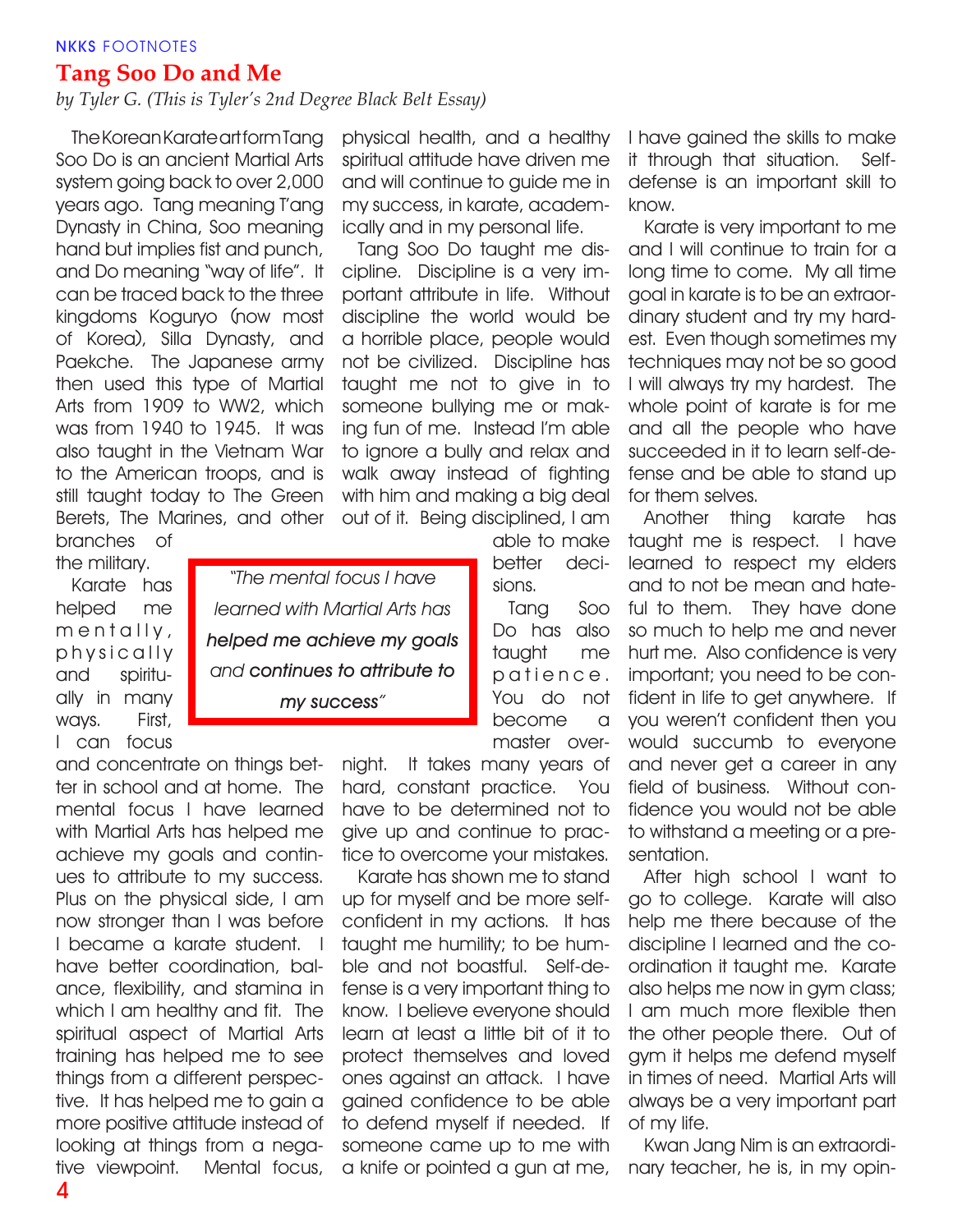NKKS FOOTNOTES

## Tang Soo Do and Me

*by Tyler G. (This is Tyler's 2nd Degree Black Belt Essay)*

The Korean Karate art form Tang Soo Do is an ancient Martial Arts system going back to over 2,000 years ago. Tang meaning T'ang Dynasty in China, Soo meaning hand but implies fist and punch, and Do meaning "way of life". It can be traced back to the three kingdoms Koguryo (now most of Korea), Silla Dynasty, and Paekche. The Japanese army then used this type of Martial Arts from 1909 to WW2, which was from 1940 to 1945. It was also taught in the Vietnam War to the American troops, and is still taught today to The Green Berets, The Marines, and other branches of the military.

Karate has helped me mentally, physically and spiritually in many ways. First, I can focus and concentrate on things better in school and at home. The mental focus I have learned with Martial Arts has helped me achieve my goals and continues to attribute to my success. Plus on the physical side, I am now stronger than I was before I became a karate student. I have better coordination, balance, flexibility, and stamina in which I am healthy and fit. The spiritual aspect of Martial Arts training has helped me to see things from a different perspective. It has helped me to gain a more positive attitude instead of looking at things from a negative viewpoint. Mental focus, physical health, and a healthy spiritual attitude have driven me and will continue to guide me in my success, in karate, academically and in my personal life.

> *"The mental focus I have learned with Martial Arts has helped me achieve my goals and continues to attribute to my success"*

Tang Soo Do taught me discipline. Discipline is a very important attribute in life. Without discipline the world would be a horrible place, people would not be civilized. Discipline has taught me not to give in to someone bullying me or making fun of me. Instead I'm able to ignore a bully and relax and walk away instead of fighting with him and making a big deal out of it. Being disciplined, I am able to make better decisions.

Tang Soo Do has also taught me patience. You do not become a master overnight. It takes many years of hard, constant practice. You have to be determined not to give up and continue to practice to overcome your mistakes.

Karate has shown me to stand up for myself and be more self-confident in my actions. It has taught me humility; to be humble and not boastful. Self-defense is a very important thing to know. I believe everyone should learn at least a little bit of it to protect themselves and loved ones against an attack. I have gained confidence to be able to defend myself if needed. If someone came up to me with a knife or pointed a gun at me, I have gained the skills to make it through that situation. Self-defense is an important skill to know.

Karate is very important to me and I will continue to train for a long time to come. My all time goal in karate is to be an extraordinary student and try my hardest. Even though sometimes my techniques may not be so good I will always try my hardest. The whole point of karate is for me and all the people who have succeeded in it to learn self-defense and be able to stand up for them selves.

Another thing karate has taught me is respect. I have learned to respect my elders and to not be mean and hateful to them. They have done so much to help me and never hurt me. Also confidence is very important; you need to be confident in life to get anywhere. If you weren't confident then you would succumb to everyone and never get a career in any field of business. Without confidence you would not be able to withstand a meeting or a presentation.

After high school I want to go to college. Karate will also help me there because of the discipline I learned and the coordination it taught me. Karate also helps me now in gym class; I am much more flexible then the other people there. Out of gym it helps me defend myself in times of need. Martial Arts will always be a very important part of my life.

Kwan Jang Nim is an extraordinary teacher, he is, in my opin-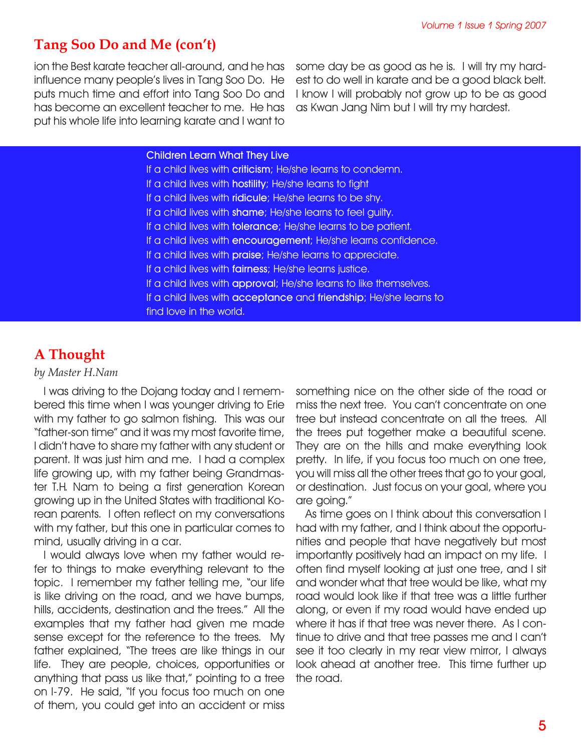## Tang Soo Do and Me (con't)

ion the Best karate teacher all-around, and he has influence many people's lives in Tang Soo Do. He puts much time and effort into Tang Soo Do and has become an excellent teacher to me. He has put his whole life into learning karate and I want to some day be as good as he is. I will try my hardest to do well in karate and be a good black belt. I know I will probably not grow up to be as good as Kwan Jang Nim but I will try my hardest.

**Children Learn What They Live**

If a child lives with **criticism**; He/she learns to condemn.
If a child lives with **hostility**; He/she learns to fight
If a child lives with **ridicule**; He/she learns to be shy.
If a child lives with **shame**; He/she learns to feel guilty.
If a child lives with **tolerance**; He/she learns to be patient.
If a child lives with **encouragement**; He/she learns confidence.
If a child lives with **praise**; He/she learns to appreciate.
If a child lives with **fairness**; He/she learns justice.
If a child lives with **approval**; He/she learns to like themselves.
If a child lives with **acceptance** and **friendship**; He/she learns to find love in the world.

## A Thought

*by Master H.Nam*

I was driving to the Dojang today and I remembered this time when I was younger driving to Erie with my father to go salmon fishing. This was our "father-son time" and it was my most favorite time, I didn't have to share my father with any student or parent. It was just him and me. I had a complex life growing up, with my father being Grandmaster T.H. Nam to being a first generation Korean growing up in the United States with traditional Korean parents. I often reflect on my conversations with my father, but this one in particular comes to mind, usually driving in a car.

I would always love when my father would refer to things to make everything relevant to the topic. I remember my father telling me, "our life is like driving on the road, and we have bumps, hills, accidents, destination and the trees." All the examples that my father had given me made sense except for the reference to the trees. My father explained, "The trees are like things in our life. They are people, choices, opportunities or anything that pass us like that," pointing to a tree on I-79. He said, "If you focus too much on one of them, you could get into an accident or miss something nice on the other side of the road or miss the next tree. You can't concentrate on one tree but instead concentrate on all the trees. All the trees put together make a beautiful scene. They are on the hills and make everything look pretty. In life, if you focus too much on one tree, you will miss all the other trees that go to your goal, or destination. Just focus on your goal, where you are going."

As time goes on I think about this conversation I had with my father, and I think about the opportunities and people that have negatively but most importantly positively had an impact on my life. I often find myself looking at just one tree, and I sit and wonder what that tree would be like, what my road would look like if that tree was a little further along, or even if my road would have ended up where it has if that tree was never there. As I continue to drive and that tree passes me and I can't see it too clearly in my rear view mirror, I always look ahead at another tree. This time further up the road.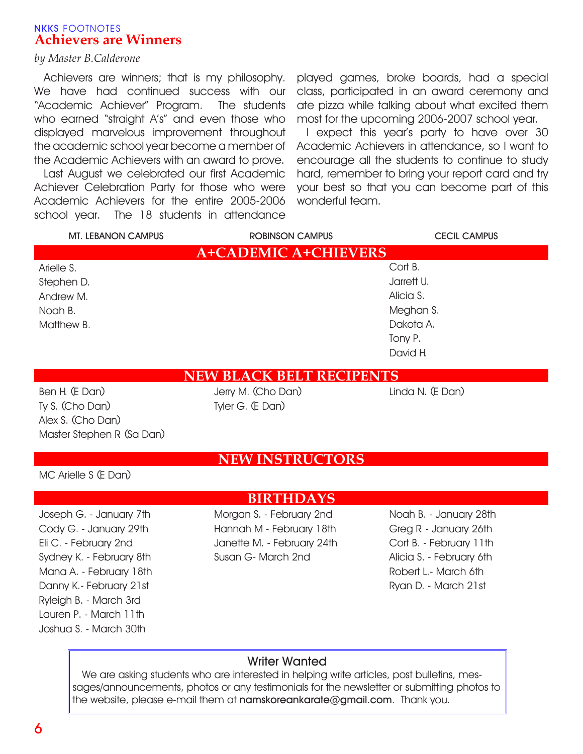NKKS FOOTNOTES

# Achievers are Winners

*by Master B.Calderone*

Achievers are winners; that is my philosophy. We have had continued success with our "Academic Achiever" Program. The students who earned "straight A's" and even those who displayed marvelous improvement throughout the academic school year become a member of the Academic Achievers with an award to prove.

Last August we celebrated our first Academic Achiever Celebration Party for those who were Academic Achievers for the entire 2005-2006 school year. The 18 students in attendance played games, broke boards, had a special class, participated in an award ceremony and ate pizza while talking about what excited them most for the upcoming 2006-2007 school year.

I expect this year's party to have over 30 Academic Achievers in attendance, so I want to encourage all the students to continue to study hard, remember to bring your report card and try your best so that you can become part of this wonderful team.

| MT. LEBANON CAMPUS | ROBINSON CAMPUS | CECIL CAMPUS |
|---|---|---|
| **A+CADEMIC A+CHIEVERS** | | |
| Arielle S. | | Cort B. |
| Stephen D. | | Jarrett U. |
| Andrew M. | | Alicia S. |
| Noah B. | | Meghan S. |
| Matthew B. | | Dakota A. |
| | | Tony P. |
| | | David H. |
| **NEW BLACK BELT RECIPENTS** | | |
| Ben H. (E Dan) | Jerry M. (Cho Dan) | Linda N. (E Dan) |
| Ty S. (Cho Dan) | Tyler G. (E Dan) | |
| Alex S. (Cho Dan) | | |
| Master Stephen R (Sa Dan) | | |
| **NEW INSTRUCTORS** | | |
| MC Arielle S (E Dan) | | |
| **BIRTHDAYS** | | |
| Joseph G. - January 7th | Morgan S. - February 2nd | Noah B. - January 28th |
| Cody G. - January 29th | Hannah M - February 18th | Greg R - January 26th |
| Eli C. - February 2nd | Janette M. - February 24th | Cort B. - February 11th |
| Sydney K. - February 8th | Susan G- March 2nd | Alicia S. - February 6th |
| Mana A. - February 18th | | Robert L.- March 6th |
| Danny K.- February 21st | | Ryan D. - March 21st |
| Ryleigh B. - March 3rd | | |
| Lauren P. - March 11th | | |
| Joshua S. - March 30th | | |

### Writer Wanted

We are asking students who are interested in helping write articles, post bulletins, messages/announcements, photos or any testimonials for the newsletter or submitting photos to the website, please e-mail them at namskoreankarate@gmail.com. Thank you.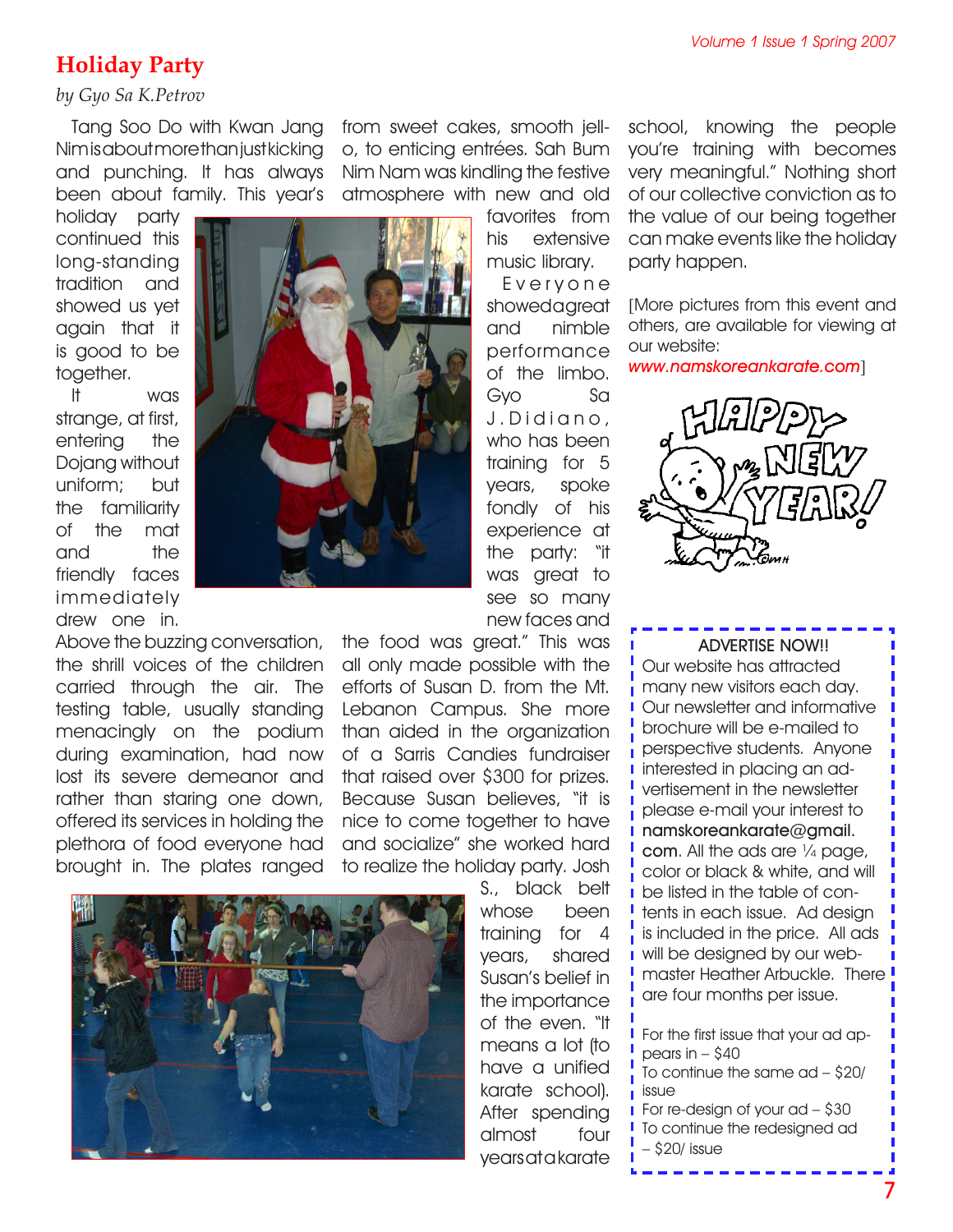# Holiday Party

*by Gyo Sa K.Petrov*

Tang Soo Do with Kwan Jang Nim is about more than just kicking and punching. It has always been about family. This year's holiday party continued this long-standing tradition and showed us yet again that it is good to be together.

It was strange, at first, entering the Dojang without uniform; but the familiarity of the mat and the friendly faces immediately drew one in. Above the buzzing conversation, the shrill voices of the children carried through the air. The testing table, usually standing menacingly on the podium during examination, had now lost its severe demeanor and rather than staring one down, offered its services in holding the plethora of food everyone had brought in. The plates ranged from sweet cakes, smooth jell-o, to enticing entrées. Sah Bum Nim Nam was kindling the festive atmosphere with new and old favorites from his extensive music library.

Everyone showed a great and nimble performance of the limbo. Gyo Sa J. Didiano, who has been training for 5 years, spoke fondly of his experience at the party: "it was great to see so many new faces and the food was great." This was all only made possible with the efforts of Susan D. from the Mt. Lebanon Campus. She more than aided in the organization of a Sarris Candies fundraiser that raised over $300 for prizes. Because Susan believes, "it is nice to come together to have and socialize" she worked hard to realize the holiday party. Josh S., black belt whose been training for 4 years, shared Susan's belief in the importance of the even. "It means a lot (to have a unified karate school). After spending almost four years at a karate school, knowing the people you're training with becomes very meaningful." Nothing short of our collective conviction as to the value of our being together can make events like the holiday party happen.

[More pictures from this event and others, are available for viewing at our website: www.namskoreankarate.com]

HAPPY NEW YEAR!

**ADVERTISE NOW!!**

Our website has attracted many new visitors each day. Our newsletter and informative brochure will be e-mailed to perspective students. Anyone interested in placing an advertisement in the newsletter please e-mail your interest to **namskoreankarate@gmail.com**. All the ads are ¼ page, color or black & white, and will be listed in the table of contents in each issue. Ad design is included in the price. All ads will be designed by our webmaster Heather Arbuckle. There are four months per issue.

For the first issue that your ad appears in – $40
To continue the same ad – $20/ issue
For re-design of your ad – $30
To continue the redesigned ad – $20/ issue